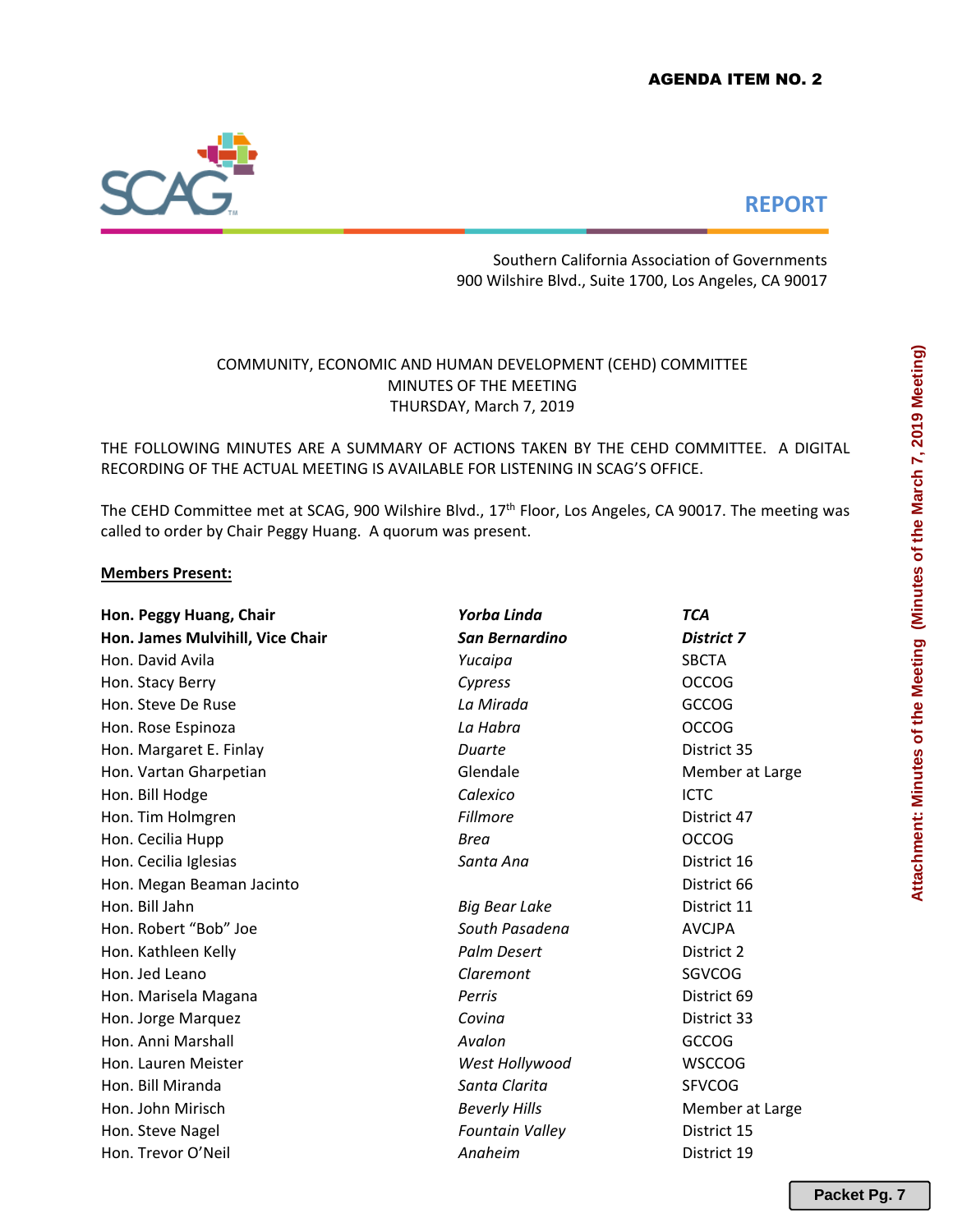**AGENDA ITEM NO. 2**

**REPORT**

Southern California Association of Governments
900 Wilshire Blvd., Suite 1700, Los Angeles, CA 90017

COMMUNITY, ECONOMIC AND HUMAN DEVELOPMENT (CEHD) COMMITTEE
MINUTES OF THE MEETING
THURSDAY, March 7, 2019

THE FOLLOWING MINUTES ARE A SUMMARY OF ACTIONS TAKEN BY THE CEHD COMMITTEE. A DIGITAL RECORDING OF THE ACTUAL MEETING IS AVAILABLE FOR LISTENING IN SCAG'S OFFICE.

The CEHD Committee met at SCAG, 900 Wilshire Blvd., 17th Floor, Los Angeles, CA 90017. The meeting was called to order by Chair Peggy Huang. A quorum was present.

**Members Present:**

| | | |
|---|---|---|
| **Hon. Peggy Huang, Chair** | ***Yorba Linda*** | ***TCA*** |
| **Hon. James Mulvihill, Vice Chair** | ***San Bernardino*** | ***District 7*** |
| Hon. David Avila | *Yucaipa* | SBCTA |
| Hon. Stacy Berry | *Cypress* | OCCOG |
| Hon. Steve De Ruse | *La Mirada* | GCCOG |
| Hon. Rose Espinoza | *La Habra* | OCCOG |
| Hon. Margaret E. Finlay | *Duarte* | District 35 |
| Hon. Vartan Gharpetian | Glendale | Member at Large |
| Hon. Bill Hodge | *Calexico* | ICTC |
| Hon. Tim Holmgren | *Fillmore* | District 47 |
| Hon. Cecilia Hupp | *Brea* | OCCOG |
| Hon. Cecilia Iglesias | *Santa Ana* | District 16 |
| Hon. Megan Beaman Jacinto | | District 66 |
| Hon. Bill Jahn | *Big Bear Lake* | District 11 |
| Hon. Robert "Bob" Joe | *South Pasadena* | AVCJPA |
| Hon. Kathleen Kelly | *Palm Desert* | District 2 |
| Hon. Jed Leano | *Claremont* | SGVCOG |
| Hon. Marisela Magana | *Perris* | District 69 |
| Hon. Jorge Marquez | *Covina* | District 33 |
| Hon. Anni Marshall | *Avalon* | GCCOG |
| Hon. Lauren Meister | *West Hollywood* | WSCCOG |
| Hon. Bill Miranda | *Santa Clarita* | SFVCOG |
| Hon. John Mirisch | *Beverly Hills* | Member at Large |
| Hon. Steve Nagel | *Fountain Valley* | District 15 |
| Hon. Trevor O'Neil | *Anaheim* | District 19 |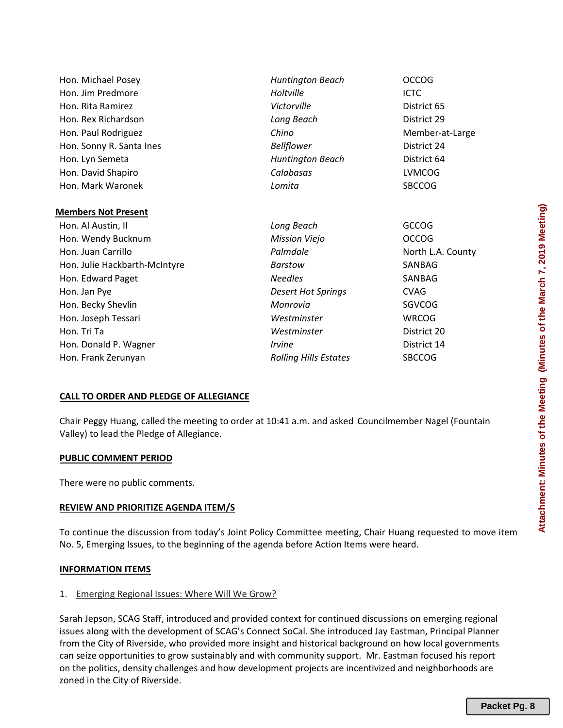| | | |
|---|---|---|
| Hon. Michael Posey | *Huntington Beach* | OCCOG |
| Hon. Jim Predmore | *Holtville* | ICTC |
| Hon. Rita Ramirez | *Victorville* | District 65 |
| Hon. Rex Richardson | *Long Beach* | District 29 |
| Hon. Paul Rodriguez | *Chino* | Member-at-Large |
| Hon. Sonny R. Santa Ines | *Bellflower* | District 24 |
| Hon. Lyn Semeta | *Huntington Beach* | District 64 |
| Hon. David Shapiro | *Calabasas* | LVMCOG |
| Hon. Mark Waronek | *Lomita* | SBCCOG |

**Members Not Present**

| | | |
|---|---|---|
| Hon. Al Austin, II | *Long Beach* | GCCOG |
| Hon. Wendy Bucknum | *Mission Viejo* | OCCOG |
| Hon. Juan Carrillo | *Palmdale* | North L.A. County |
| Hon. Julie Hackbarth-McIntyre | *Barstow* | SANBAG |
| Hon. Edward Paget | *Needles* | SANBAG |
| Hon. Jan Pye | *Desert Hot Springs* | CVAG |
| Hon. Becky Shevlin | *Monrovia* | SGVCOG |
| Hon. Joseph Tessari | *Westminster* | WRCOG |
| Hon. Tri Ta | *Westminster* | District 20 |
| Hon. Donald P. Wagner | *Irvine* | District 14 |
| Hon. Frank Zerunyan | *Rolling Hills Estates* | SBCCOG |

**CALL TO ORDER AND PLEDGE OF ALLEGIANCE**

Chair Peggy Huang, called the meeting to order at 10:41 a.m. and asked Councilmember Nagel (Fountain Valley) to lead the Pledge of Allegiance.

**PUBLIC COMMENT PERIOD**

There were no public comments.

**REVIEW AND PRIORITIZE AGENDA ITEM/S**

To continue the discussion from today's Joint Policy Committee meeting, Chair Huang requested to move item No. 5, Emerging Issues, to the beginning of the agenda before Action Items were heard.

**INFORMATION ITEMS**

1. Emerging Regional Issues: Where Will We Grow?

Sarah Jepson, SCAG Staff, introduced and provided context for continued discussions on emerging regional issues along with the development of SCAG's Connect SoCal. She introduced Jay Eastman, Principal Planner from the City of Riverside, who provided more insight and historical background on how local governments can seize opportunities to grow sustainably and with community support. Mr. Eastman focused his report on the politics, density challenges and how development projects are incentivized and neighborhoods are zoned in the City of Riverside.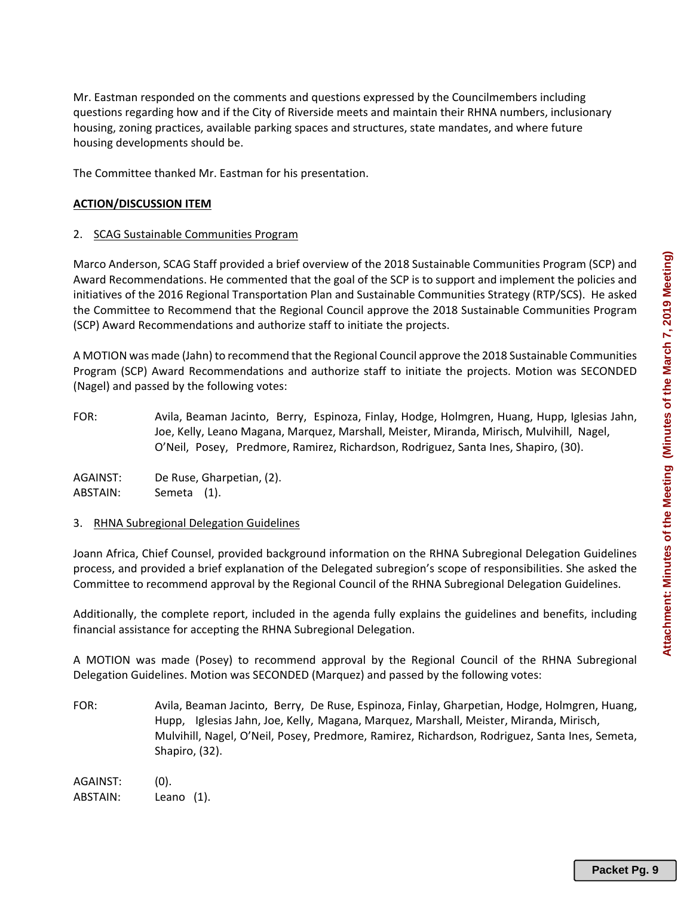Mr. Eastman responded on the comments and questions expressed by the Councilmembers including questions regarding how and if the City of Riverside meets and maintain their RHNA numbers, inclusionary housing, zoning practices, available parking spaces and structures, state mandates, and where future housing developments should be.

The Committee thanked Mr. Eastman for his presentation.

**ACTION/DISCUSSION ITEM**

2. SCAG Sustainable Communities Program

Marco Anderson, SCAG Staff provided a brief overview of the 2018 Sustainable Communities Program (SCP) and Award Recommendations. He commented that the goal of the SCP is to support and implement the policies and initiatives of the 2016 Regional Transportation Plan and Sustainable Communities Strategy (RTP/SCS). He asked the Committee to Recommend that the Regional Council approve the 2018 Sustainable Communities Program (SCP) Award Recommendations and authorize staff to initiate the projects.

A MOTION was made (Jahn) to recommend that the Regional Council approve the 2018 Sustainable Communities Program (SCP) Award Recommendations and authorize staff to initiate the projects. Motion was SECONDED (Nagel) and passed by the following votes:

FOR: Avila, Beaman Jacinto, Berry, Espinoza, Finlay, Hodge, Holmgren, Huang, Hupp, Iglesias Jahn, Joe, Kelly, Leano Magana, Marquez, Marshall, Meister, Miranda, Mirisch, Mulvihill, Nagel, O'Neil, Posey, Predmore, Ramirez, Richardson, Rodriguez, Santa Ines, Shapiro, (30).

AGAINST: De Ruse, Gharpetian, (2).
ABSTAIN: Semeta (1).

3. RHNA Subregional Delegation Guidelines

Joann Africa, Chief Counsel, provided background information on the RHNA Subregional Delegation Guidelines process, and provided a brief explanation of the Delegated subregion's scope of responsibilities. She asked the Committee to recommend approval by the Regional Council of the RHNA Subregional Delegation Guidelines.

Additionally, the complete report, included in the agenda fully explains the guidelines and benefits, including financial assistance for accepting the RHNA Subregional Delegation.

A MOTION was made (Posey) to recommend approval by the Regional Council of the RHNA Subregional Delegation Guidelines. Motion was SECONDED (Marquez) and passed by the following votes:

FOR: Avila, Beaman Jacinto, Berry, De Ruse, Espinoza, Finlay, Gharpetian, Hodge, Holmgren, Huang, Hupp, Iglesias Jahn, Joe, Kelly, Magana, Marquez, Marshall, Meister, Miranda, Mirisch, Mulvihill, Nagel, O'Neil, Posey, Predmore, Ramirez, Richardson, Rodriguez, Santa Ines, Semeta, Shapiro, (32).

AGAINST: (0).
ABSTAIN: Leano (1).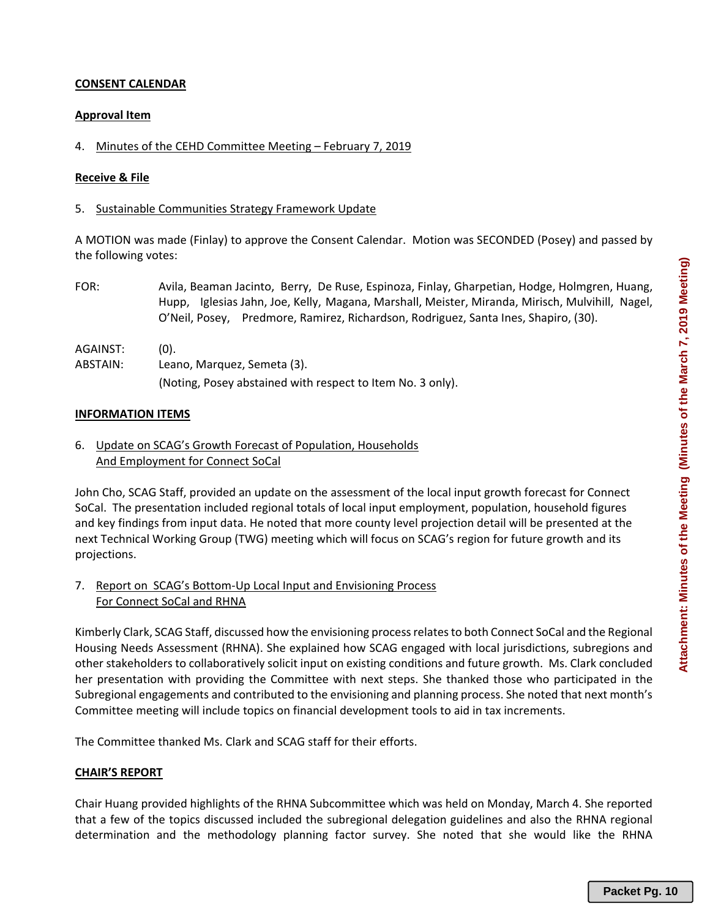**CONSENT CALENDAR**

**Approval Item**

4. Minutes of the CEHD Committee Meeting – February 7, 2019

**Receive & File**

5. Sustainable Communities Strategy Framework Update

A MOTION was made (Finlay) to approve the Consent Calendar. Motion was SECONDED (Posey) and passed by the following votes:

FOR: Avila, Beaman Jacinto, Berry, De Ruse, Espinoza, Finlay, Gharpetian, Hodge, Holmgren, Huang, Hupp, Iglesias Jahn, Joe, Kelly, Magana, Marshall, Meister, Miranda, Mirisch, Mulvihill, Nagel, O'Neil, Posey, Predmore, Ramirez, Richardson, Rodriguez, Santa Ines, Shapiro, (30).

AGAINST: (0).

ABSTAIN: Leano, Marquez, Semeta (3).

(Noting, Posey abstained with respect to Item No. 3 only).

**INFORMATION ITEMS**

6. Update on SCAG's Growth Forecast of Population, Households And Employment for Connect SoCal

John Cho, SCAG Staff, provided an update on the assessment of the local input growth forecast for Connect SoCal. The presentation included regional totals of local input employment, population, household figures and key findings from input data. He noted that more county level projection detail will be presented at the next Technical Working Group (TWG) meeting which will focus on SCAG's region for future growth and its projections.

7. Report on SCAG's Bottom-Up Local Input and Envisioning Process For Connect SoCal and RHNA

Kimberly Clark, SCAG Staff, discussed how the envisioning process relates to both Connect SoCal and the Regional Housing Needs Assessment (RHNA). She explained how SCAG engaged with local jurisdictions, subregions and other stakeholders to collaboratively solicit input on existing conditions and future growth. Ms. Clark concluded her presentation with providing the Committee with next steps. She thanked those who participated in the Subregional engagements and contributed to the envisioning and planning process. She noted that next month's Committee meeting will include topics on financial development tools to aid in tax increments.

The Committee thanked Ms. Clark and SCAG staff for their efforts.

**CHAIR'S REPORT**

Chair Huang provided highlights of the RHNA Subcommittee which was held on Monday, March 4. She reported that a few of the topics discussed included the subregional delegation guidelines and also the RHNA regional determination and the methodology planning factor survey. She noted that she would like the RHNA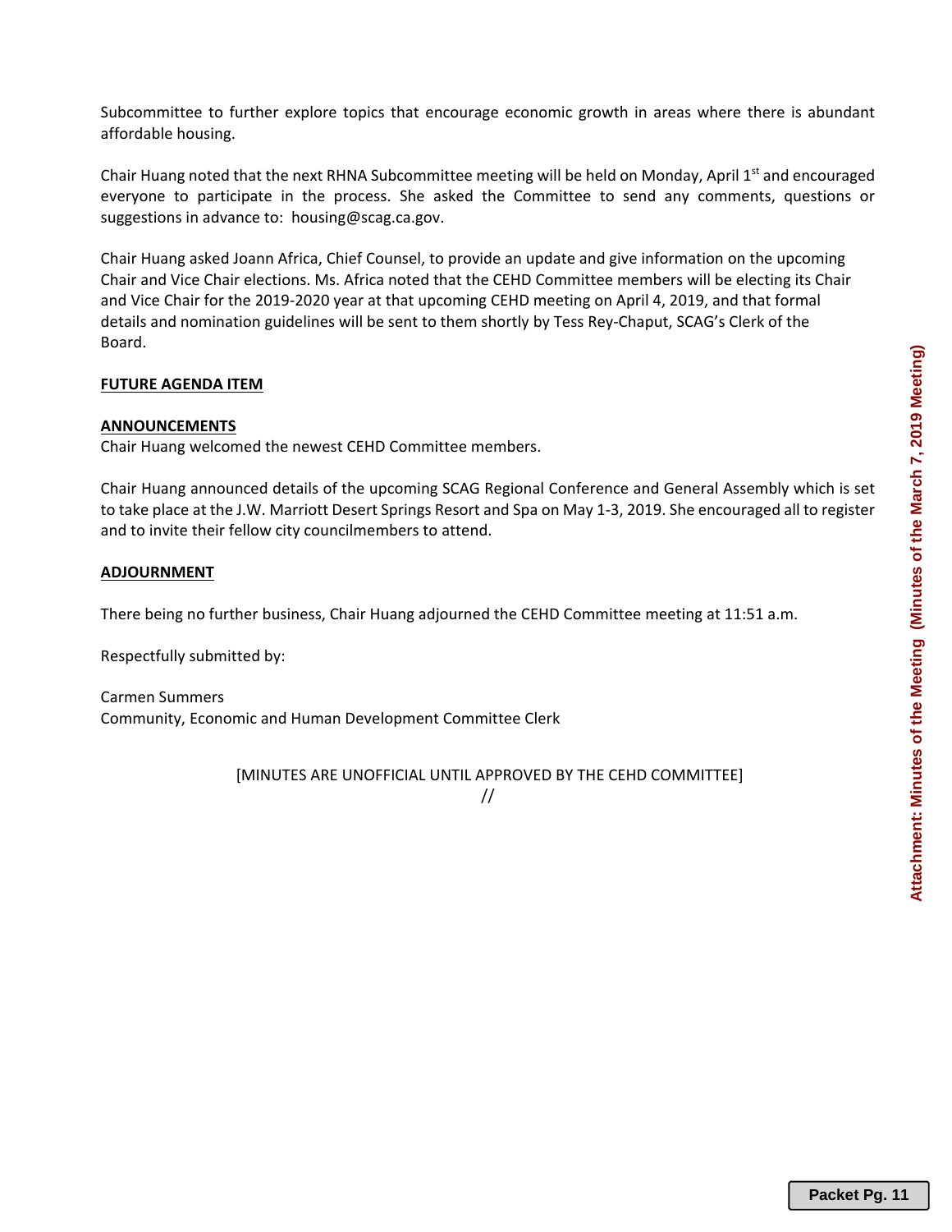Subcommittee to further explore topics that encourage economic growth in areas where there is abundant affordable housing.

Chair Huang noted that the next RHNA Subcommittee meeting will be held on Monday, April 1st and encouraged everyone to participate in the process. She asked the Committee to send any comments, questions or suggestions in advance to: housing@scag.ca.gov.

Chair Huang asked Joann Africa, Chief Counsel, to provide an update and give information on the upcoming Chair and Vice Chair elections. Ms. Africa noted that the CEHD Committee members will be electing its Chair and Vice Chair for the 2019-2020 year at that upcoming CEHD meeting on April 4, 2019, and that formal details and nomination guidelines will be sent to them shortly by Tess Rey-Chaput, SCAG's Clerk of the Board.

**FUTURE AGENDA ITEM**

**ANNOUNCEMENTS**

Chair Huang welcomed the newest CEHD Committee members.

Chair Huang announced details of the upcoming SCAG Regional Conference and General Assembly which is set to take place at the J.W. Marriott Desert Springs Resort and Spa on May 1-3, 2019. She encouraged all to register and to invite their fellow city councilmembers to attend.

**ADJOURNMENT**

There being no further business, Chair Huang adjourned the CEHD Committee meeting at 11:51 a.m.

Respectfully submitted by:

Carmen Summers
Community, Economic and Human Development Committee Clerk

[MINUTES ARE UNOFFICIAL UNTIL APPROVED BY THE CEHD COMMITTEE]

//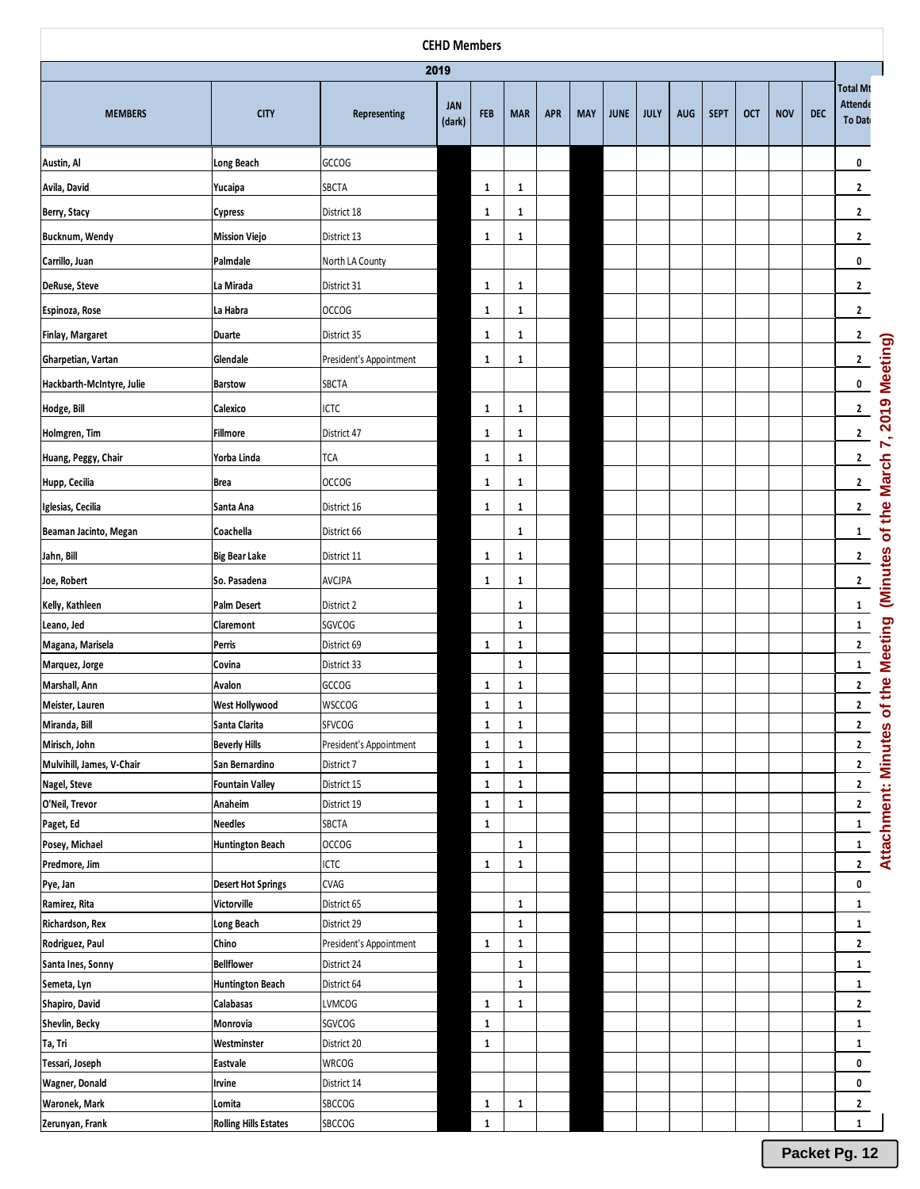## CEHD Members

| MEMBERS | CITY | Representing | 2019 JAN (dark) | FEB | MAR | APR | MAY | JUNE | JULY | AUG | SEPT | OCT | NOV | DEC | Total Mtg Attended To Date |
|---|---|---|---|---|---|---|---|---|---|---|---|---|---|---|---|
| Austin, Al | Long Beach | GCCOG | | | | | | | | | | | | | 0 |
| Avila, David | Yucaipa | SBCTA | | 1 | 1 | | | | | | | | | | 2 |
| Berry, Stacy | Cypress | District 18 | | 1 | 1 | | | | | | | | | | 2 |
| Bucknum, Wendy | Mission Viejo | District 13 | | 1 | 1 | | | | | | | | | | 2 |
| Carrillo, Juan | Palmdale | North LA County | | | | | | | | | | | | | 0 |
| DeRuse, Steve | La Mirada | District 31 | | 1 | 1 | | | | | | | | | | 2 |
| Espinoza, Rose | La Habra | OCCOG | | 1 | 1 | | | | | | | | | | 2 |
| Finlay, Margaret | Duarte | District 35 | | 1 | 1 | | | | | | | | | | 2 |
| Gharpetian, Vartan | Glendale | President's Appointment | | 1 | 1 | | | | | | | | | | 2 |
| Hackbarth-McIntyre, Julie | Barstow | SBCTA | | | | | | | | | | | | | 0 |
| Hodge, Bill | Calexico | ICTC | | 1 | 1 | | | | | | | | | | 2 |
| Holmgren, Tim | Fillmore | District 47 | | 1 | 1 | | | | | | | | | | 2 |
| Huang, Peggy, Chair | Yorba Linda | TCA | | 1 | 1 | | | | | | | | | | 2 |
| Hupp, Cecilia | Brea | OCCOG | | 1 | 1 | | | | | | | | | | 2 |
| Iglesias, Cecilia | Santa Ana | District 16 | | 1 | 1 | | | | | | | | | | 2 |
| Beaman Jacinto, Megan | Coachella | District 66 | | | 1 | | | | | | | | | | 1 |
| Jahn, Bill | Big Bear Lake | District 11 | | 1 | 1 | | | | | | | | | | 2 |
| Joe, Robert | So. Pasadena | AVCJPA | | 1 | 1 | | | | | | | | | | 2 |
| Kelly, Kathleen | Palm Desert | District 2 | | | 1 | | | | | | | | | | 1 |
| Leano, Jed | Claremont | SGVCOG | | | 1 | | | | | | | | | | 1 |
| Magana, Marisela | Perris | District 69 | | 1 | 1 | | | | | | | | | | 2 |
| Marquez, Jorge | Covina | District 33 | | | 1 | | | | | | | | | | 1 |
| Marshall, Ann | Avalon | GCCOG | | 1 | 1 | | | | | | | | | | 2 |
| Meister, Lauren | West Hollywood | WSCCOG | | 1 | 1 | | | | | | | | | | 2 |
| Miranda, Bill | Santa Clarita | SFVCOG | | 1 | 1 | | | | | | | | | | 2 |
| Mirisch, John | Beverly Hills | President's Appointment | | 1 | 1 | | | | | | | | | | 2 |
| Mulvihill, James, V-Chair | San Bernardino | District 7 | | 1 | 1 | | | | | | | | | | 2 |
| Nagel, Steve | Fountain Valley | District 15 | | 1 | 1 | | | | | | | | | | 2 |
| O'Neil, Trevor | Anaheim | District 19 | | 1 | 1 | | | | | | | | | | 2 |
| Paget, Ed | Needles | SBCTA | | 1 | | | | | | | | | | | 1 |
| Posey, Michael | Huntington Beach | OCCOG | | | 1 | | | | | | | | | | 1 |
| Predmore, Jim | | ICTC | | 1 | 1 | | | | | | | | | | 2 |
| Pye, Jan | Desert Hot Springs | CVAG | | | | | | | | | | | | | 0 |
| Ramirez, Rita | Victorville | District 65 | | | 1 | | | | | | | | | | 1 |
| Richardson, Rex | Long Beach | District 29 | | | 1 | | | | | | | | | | 1 |
| Rodriguez, Paul | Chino | President's Appointment | | 1 | 1 | | | | | | | | | | 2 |
| Santa Ines, Sonny | Bellflower | District 24 | | | 1 | | | | | | | | | | 1 |
| Semeta, Lyn | Huntington Beach | District 64 | | | 1 | | | | | | | | | | 1 |
| Shapiro, David | Calabasas | LVMCOG | | 1 | 1 | | | | | | | | | | 2 |
| Shevlin, Becky | Monrovia | SGVCOG | | 1 | | | | | | | | | | | 1 |
| Ta, Tri | Westminster | District 20 | | 1 | | | | | | | | | | | 1 |
| Tessari, Joseph | Eastvale | WRCOG | | | | | | | | | | | | | 0 |
| Wagner, Donald | Irvine | District 14 | | | | | | | | | | | | | 0 |
| Waronek, Mark | Lomita | SBCCOG | | 1 | 1 | | | | | | | | | | 2 |
| Zerunyan, Frank | Rolling Hills Estates | SBCCOG | | 1 | | | | | | | | | | | 1 |

Attachment: Minutes of the Meeting (Minutes of the March 7, 2019 Meeting)